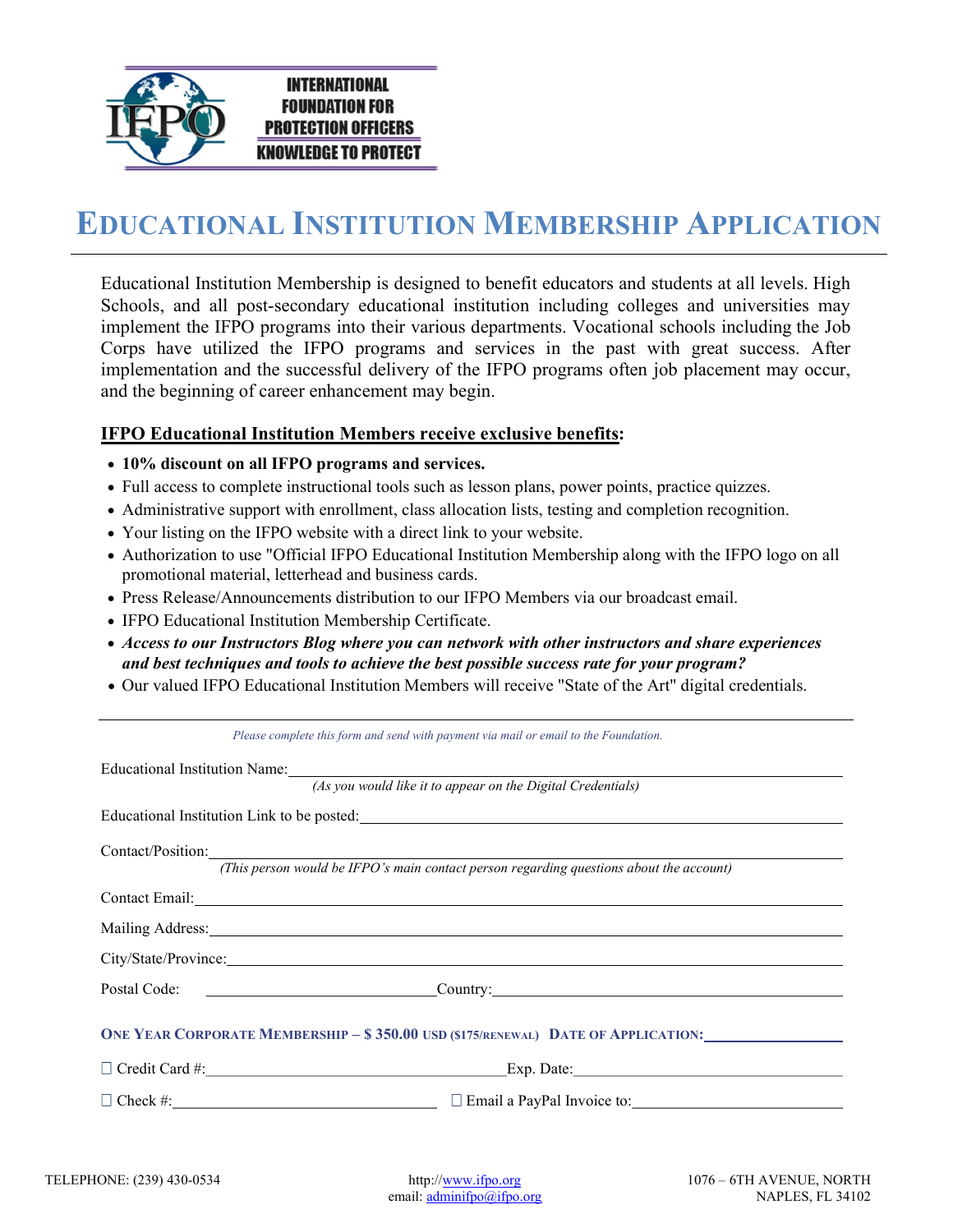INTERNATIONAL FOUNDATION FOR PROTECTION OFFICERS
KNOWLEDGE TO PROTECT

# Educational Institution Membership Application

Educational Institution Membership is designed to benefit educators and students at all levels. High Schools, and all post-secondary educational institution including colleges and universities may implement the IFPO programs into their various departments. Vocational schools including the Job Corps have utilized the IFPO programs and services in the past with great success. After implementation and the successful delivery of the IFPO programs often job placement may occur, and the beginning of career enhancement may begin.

**IFPO Educational Institution Members receive exclusive benefits:**

- **10% discount on all IFPO programs and services.**
- Full access to complete instructional tools such as lesson plans, power points, practice quizzes.
- Administrative support with enrollment, class allocation lists, testing and completion recognition.
- Your listing on the IFPO website with a direct link to your website.
- Authorization to use "Official IFPO Educational Institution Membership along with the IFPO logo on all promotional material, letterhead and business cards.
- Press Release/Announcements distribution to our IFPO Members via our broadcast email.
- IFPO Educational Institution Membership Certificate.
- ***Access to our Instructors Blog where you can network with other instructors and share experiences and best techniques and tools to achieve the best possible success rate for your program?***
- Our valued IFPO Educational Institution Members will receive "State of the Art" digital credentials.

---

*Please complete this form and send with payment via mail or email to the Foundation.*

Educational Institution Name: ____________________
*(As you would like it to appear on the Digital Credentials)*

Educational Institution Link to be posted: ____________________

Contact/Position: ____________________
*(This person would be IFPO's main contact person regarding questions about the account)*

Contact Email: ____________________

Mailing Address: ____________________

City/State/Province: ____________________

Postal Code: ____________________ Country: ____________________

**ONE YEAR CORPORATE MEMBERSHIP – $ 350.00 USD ($175/RENEWAL) DATE OF APPLICATION:** ____________________

☐ Credit Card #: ____________________ Exp. Date: ____________________

☐ Check #: ____________________ ☐ Email a PayPal Invoice to: ____________________

TELEPHONE: (239) 430-0534 | http://www.ifpo.org | email: adminifpo@ifpo.org | 1076 – 6TH AVENUE, NORTH NAPLES, FL 34102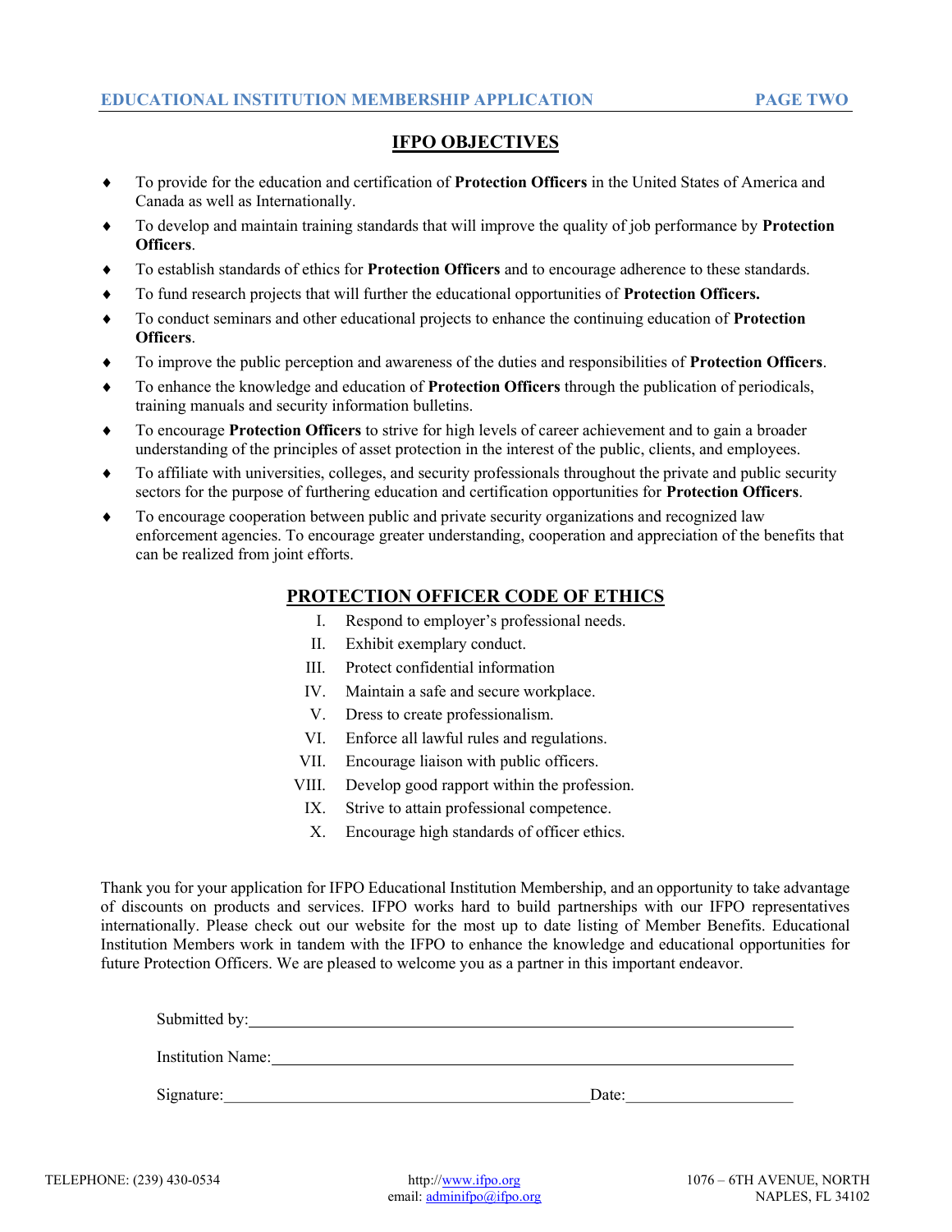## IFPO OBJECTIVES

- To provide for the education and certification of **Protection Officers** in the United States of America and Canada as well as Internationally.
- To develop and maintain training standards that will improve the quality of job performance by **Protection Officers**.
- To establish standards of ethics for **Protection Officers** and to encourage adherence to these standards.
- To fund research projects that will further the educational opportunities of **Protection Officers.**
- To conduct seminars and other educational projects to enhance the continuing education of **Protection Officers**.
- To improve the public perception and awareness of the duties and responsibilities of **Protection Officers**.
- To enhance the knowledge and education of **Protection Officers** through the publication of periodicals, training manuals and security information bulletins.
- To encourage **Protection Officers** to strive for high levels of career achievement and to gain a broader understanding of the principles of asset protection in the interest of the public, clients, and employees.
- To affiliate with universities, colleges, and security professionals throughout the private and public security sectors for the purpose of furthering education and certification opportunities for **Protection Officers**.
- To encourage cooperation between public and private security organizations and recognized law enforcement agencies. To encourage greater understanding, cooperation and appreciation of the benefits that can be realized from joint efforts.

## PROTECTION OFFICER CODE OF ETHICS

I. Respond to employer's professional needs.
II. Exhibit exemplary conduct.
III. Protect confidential information
IV. Maintain a safe and secure workplace.
V. Dress to create professionalism.
VI. Enforce all lawful rules and regulations.
VII. Encourage liaison with public officers.
VIII. Develop good rapport within the profession.
IX. Strive to attain professional competence.
X. Encourage high standards of officer ethics.

Thank you for your application for IFPO Educational Institution Membership, and an opportunity to take advantage of discounts on products and services. IFPO works hard to build partnerships with our IFPO representatives internationally. Please check out our website for the most up to date listing of Member Benefits. Educational Institution Members work in tandem with the IFPO to enhance the knowledge and educational opportunities for future Protection Officers. We are pleased to welcome you as a partner in this important endeavor.

Submitted by: ________________________________________

Institution Name: ________________________________________

Signature: ______________________________ Date: ________________

TELEPHONE: (239) 430-0534 | http://www.ifpo.org | email: adminifpo@ifpo.org | 1076 – 6TH AVENUE, NORTH NAPLES, FL 34102